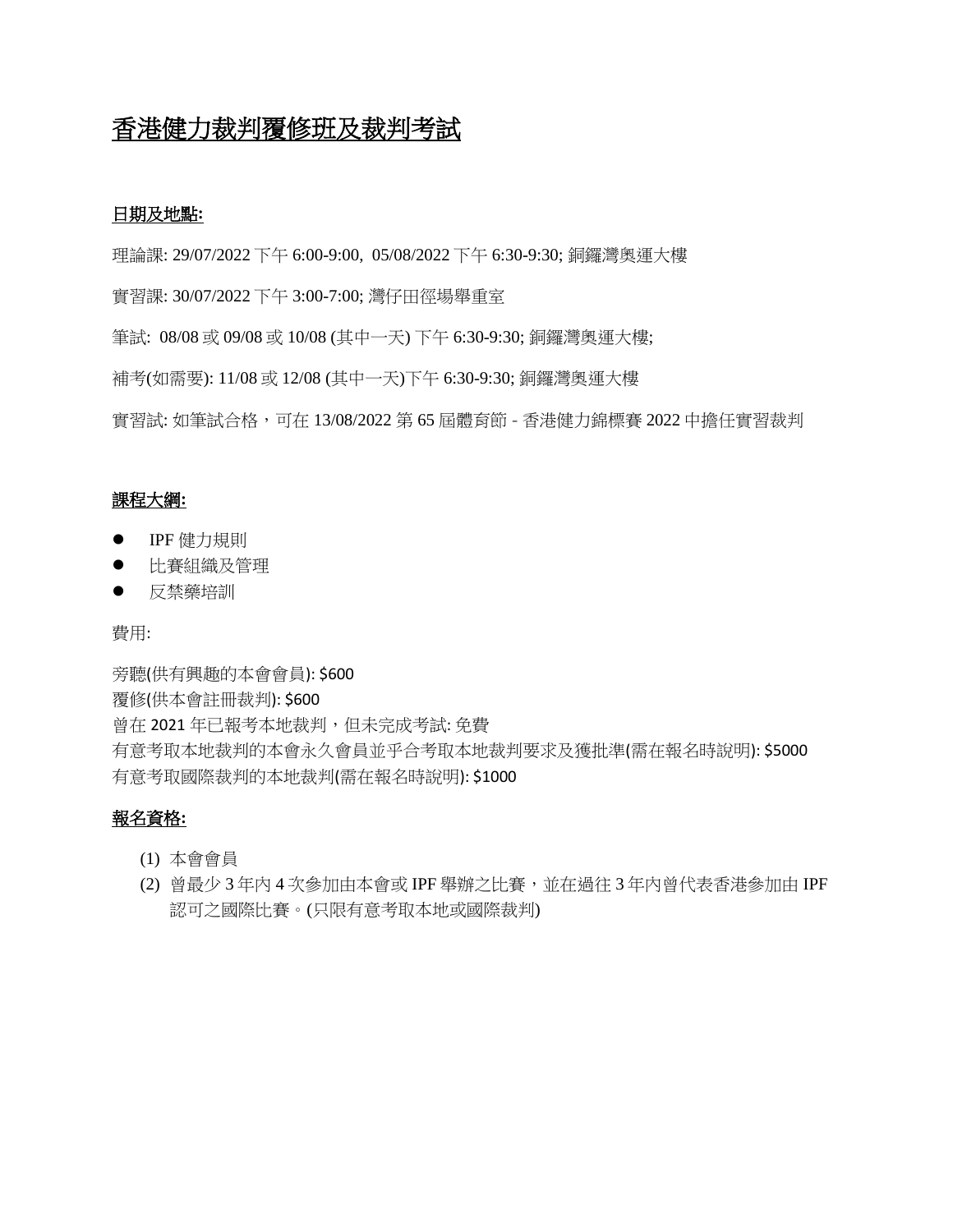# 香港健力裁判覆修班及裁判考試

## 日期及地點:

理論課: 29/07/2022 下午 6:00-9:00, 05/08/2022 下午 6:30-9:30; 銅鑼灣奧運大樓

實習課: 30/07/2022 下午 3:00-7:00; 灣仔田徑場舉重室

筆試: 08/08 或 09/08 或 10/08 (其中一天) 下午 6:30-9:30; 銅鑼灣奧運大樓;

補考(如需要): 11/08 或 12/08 (其中一天)下午 6:30-9:30; 銅鑼灣奧運大樓

實習試: 如筆試合格，可在 13/08/2022 第 65 屆體育節 - 香港健力錦標賽 2022 中擔任實習裁判

## 課程大綱:

- IPF 健力規則
- 比賽組織及管理
- 反禁藥培訓

費用:

旁聽(供有興趣的本會會員): $600
覆修(供本會註冊裁判): $600
曾在 2021 年已報考本地裁判，但未完成考試: 免費
有意考取本地裁判的本會永久會員並乎合考取本地裁判要求及獲批準(需在報名時說明): $5000
有意考取國際裁判的本地裁判(需在報名時說明): $1000

## 報名資格:

(1) 本會會員
(2) 曾最少 3 年內 4 次參加由本會或 IPF 舉辦之比賽，並在過往 3 年內曾代表香港參加由 IPF 認可之國際比賽。(只限有意考取本地或國際裁判)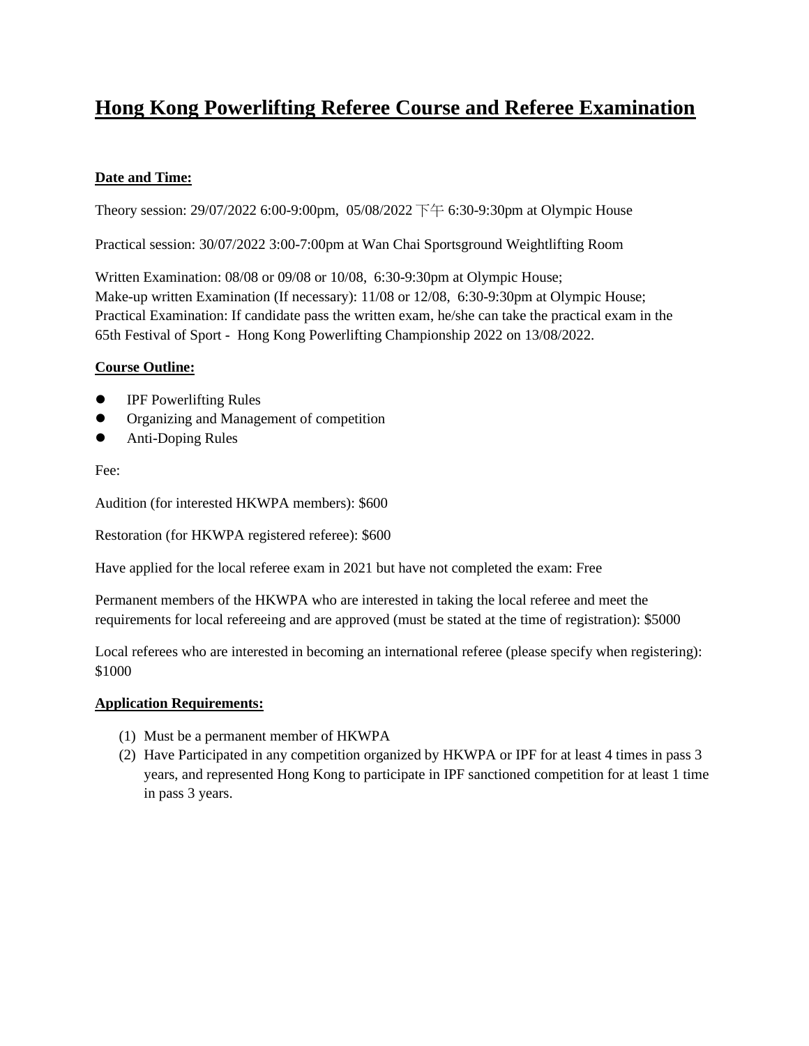# Hong Kong Powerlifting Referee Course and Referee Examination

**Date and Time:**

Theory session: 29/07/2022 6:00-9:00pm, 05/08/2022 下午 6:30-9:30pm at Olympic House

Practical session: 30/07/2022 3:00-7:00pm at Wan Chai Sportsground Weightlifting Room

Written Examination: 08/08 or 09/08 or 10/08, 6:30-9:30pm at Olympic House;
Make-up written Examination (If necessary): 11/08 or 12/08, 6:30-9:30pm at Olympic House;
Practical Examination: If candidate pass the written exam, he/she can take the practical exam in the 65th Festival of Sport - Hong Kong Powerlifting Championship 2022 on 13/08/2022.

**Course Outline:**

- IPF Powerlifting Rules
- Organizing and Management of competition
- Anti-Doping Rules

Fee:

Audition (for interested HKWPA members): $600

Restoration (for HKWPA registered referee): $600

Have applied for the local referee exam in 2021 but have not completed the exam: Free

Permanent members of the HKWPA who are interested in taking the local referee and meet the requirements for local refereeing and are approved (must be stated at the time of registration): $5000

Local referees who are interested in becoming an international referee (please specify when registering): $1000

**Application Requirements:**

1. Must be a permanent member of HKWPA
2. Have Participated in any competition organized by HKWPA or IPF for at least 4 times in pass 3 years, and represented Hong Kong to participate in IPF sanctioned competition for at least 1 time in pass 3 years.